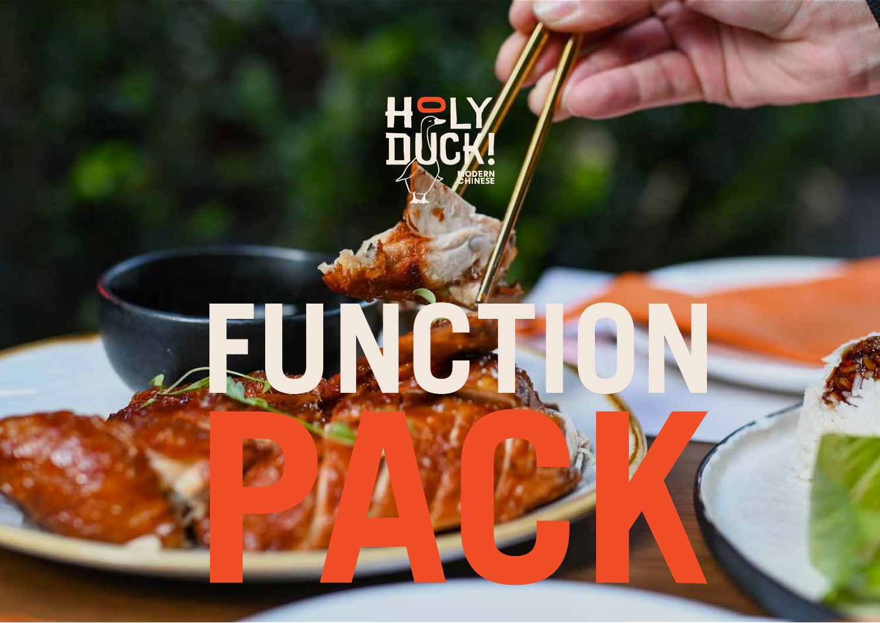HOLY DUCK!

MODERN CHINESE

# FUNCTION PACK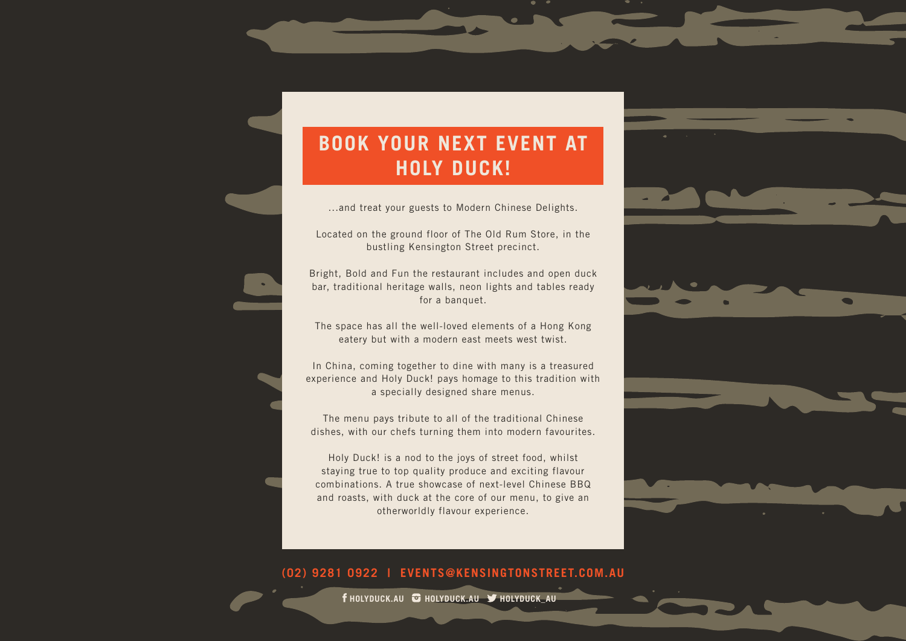# BOOK YOUR NEXT EVENT AT HOLY DUCK!

...and treat your guests to Modern Chinese Delights.

Located on the ground floor of The Old Rum Store, in the bustling Kensington Street precinct.

Bright, Bold and Fun the restaurant includes and open duck bar, traditional heritage walls, neon lights and tables ready for a banquet.

The space has all the well-loved elements of a Hong Kong eatery but with a modern east meets west twist.

In China, coming together to dine with many is a treasured experience and Holy Duck! pays homage to this tradition with a specially designed share menus.

The menu pays tribute to all of the traditional Chinese dishes, with our chefs turning them into modern favourites.

Holy Duck! is a nod to the joys of street food, whilst staying true to top quality produce and exciting flavour combinations. A true showcase of next-level Chinese BBQ and roasts, with duck at the core of our menu, to give an otherworldly flavour experience.

**(02) 9281 0922 I EVENTS@KENSINGTONSTREET.COM.AU**

**HOLYDUCK.AU HOLYDUCK.AU HOLYDUCK_AU**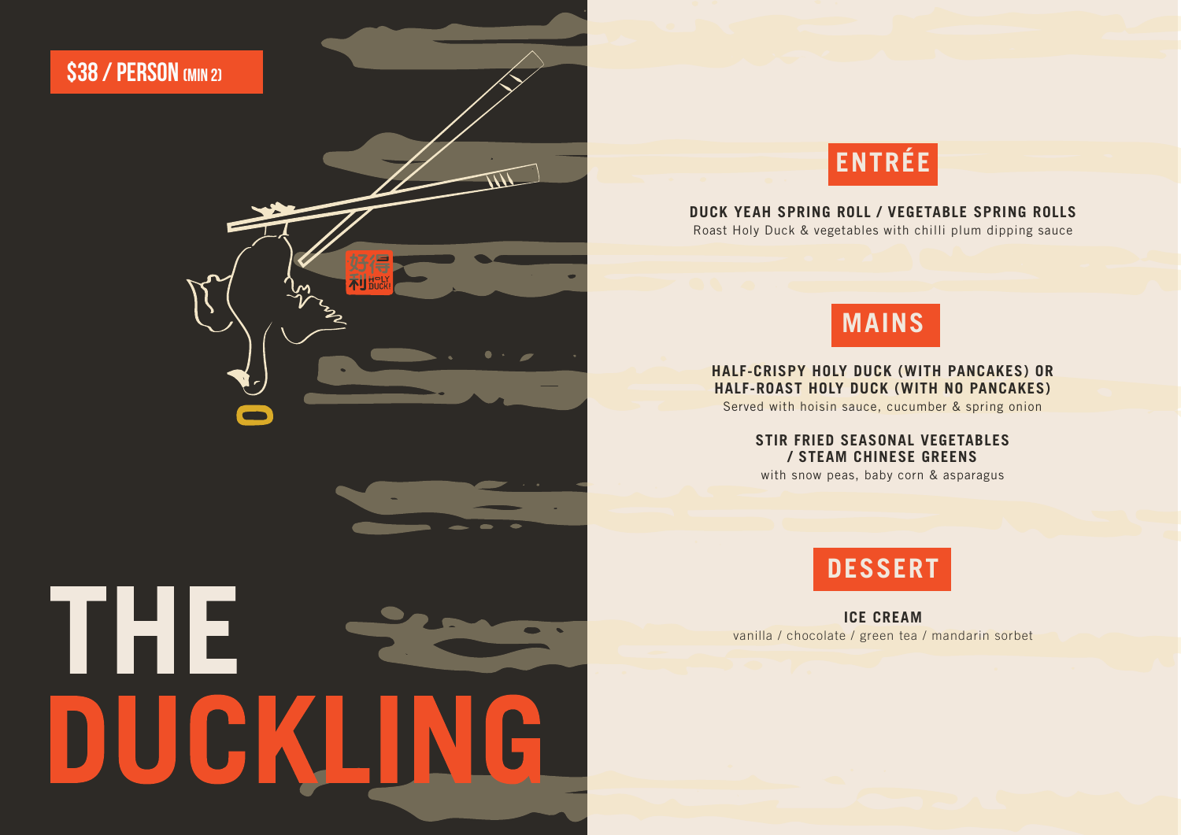$38 / PERSON (MIN 2)

# THE DUCKLING

## ENTRÉE

**DUCK YEAH SPRING ROLL / VEGETABLE SPRING ROLLS**
Roast Holy Duck & vegetables with chilli plum dipping sauce

## MAINS

**HALF-CRISPY HOLY DUCK (WITH PANCAKES) OR HALF-ROAST HOLY DUCK (WITH NO PANCAKES)**
Served with hoisin sauce, cucumber & spring onion

**STIR FRIED SEASONAL VEGETABLES / STEAM CHINESE GREENS**
with snow peas, baby corn & asparagus

## DESSERT

**ICE CREAM**
vanilla / chocolate / green tea / mandarin sorbet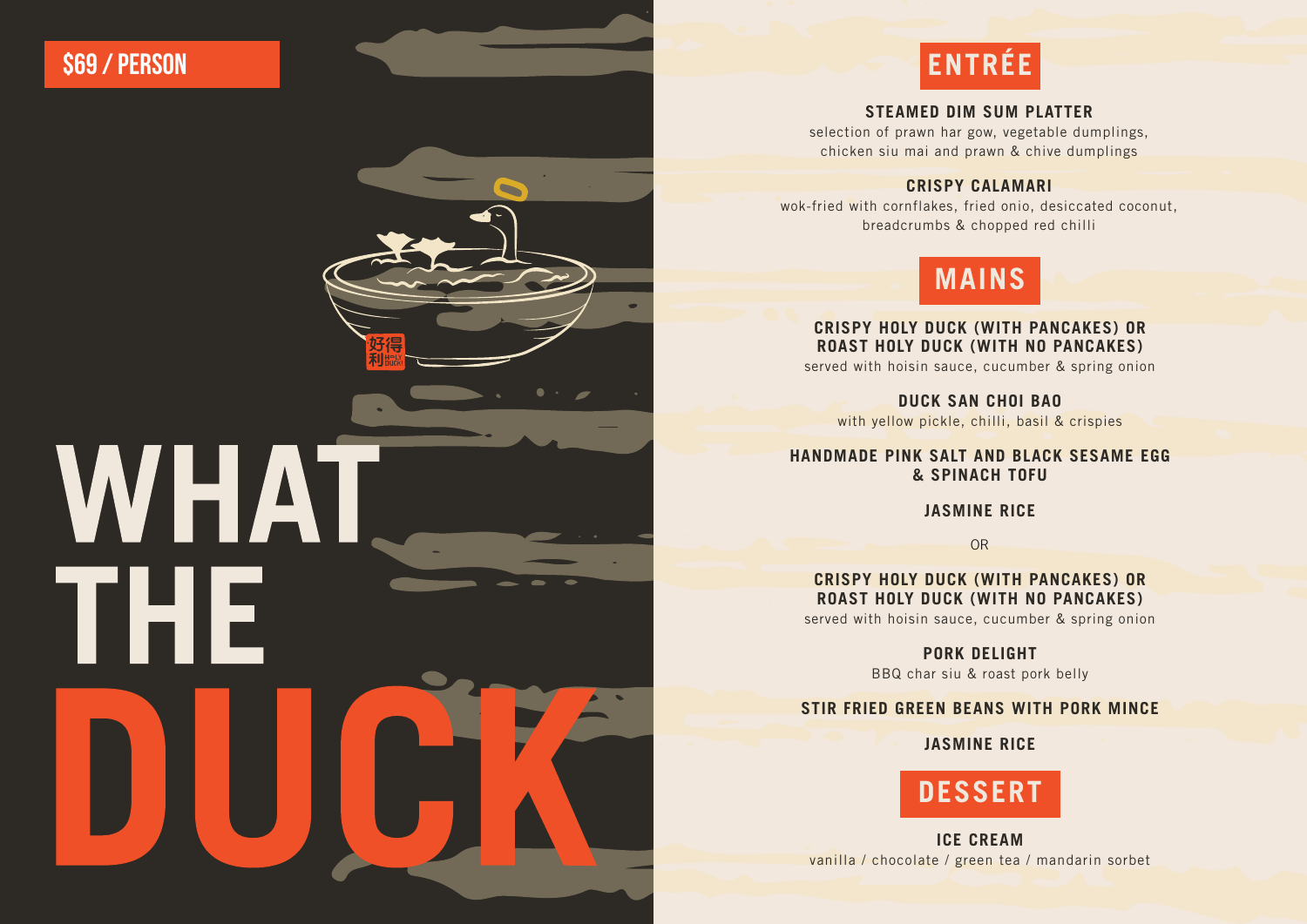**$69 / PERSON**

# WHAT THE DUCK

## ENTRÉE

**STEAMED DIM SUM PLATTER**
selection of prawn har gow, vegetable dumplings, chicken siu mai and prawn & chive dumplings

**CRISPY CALAMARI**
wok-fried with cornflakes, fried onio, desiccated coconut, breadcrumbs & chopped red chilli

## MAINS

**CRISPY HOLY DUCK (WITH PANCAKES) OR ROAST HOLY DUCK (WITH NO PANCAKES)**
served with hoisin sauce, cucumber & spring onion

**DUCK SAN CHOI BAO**
with yellow pickle, chilli, basil & crispies

**HANDMADE PINK SALT AND BLACK SESAME EGG & SPINACH TOFU**

**JASMINE RICE**

OR

**CRISPY HOLY DUCK (WITH PANCAKES) OR ROAST HOLY DUCK (WITH NO PANCAKES)**
served with hoisin sauce, cucumber & spring onion

**PORK DELIGHT**
BBQ char siu & roast pork belly

**STIR FRIED GREEN BEANS WITH PORK MINCE**

**JASMINE RICE**

## DESSERT

**ICE CREAM**
vanilla / chocolate / green tea / mandarin sorbet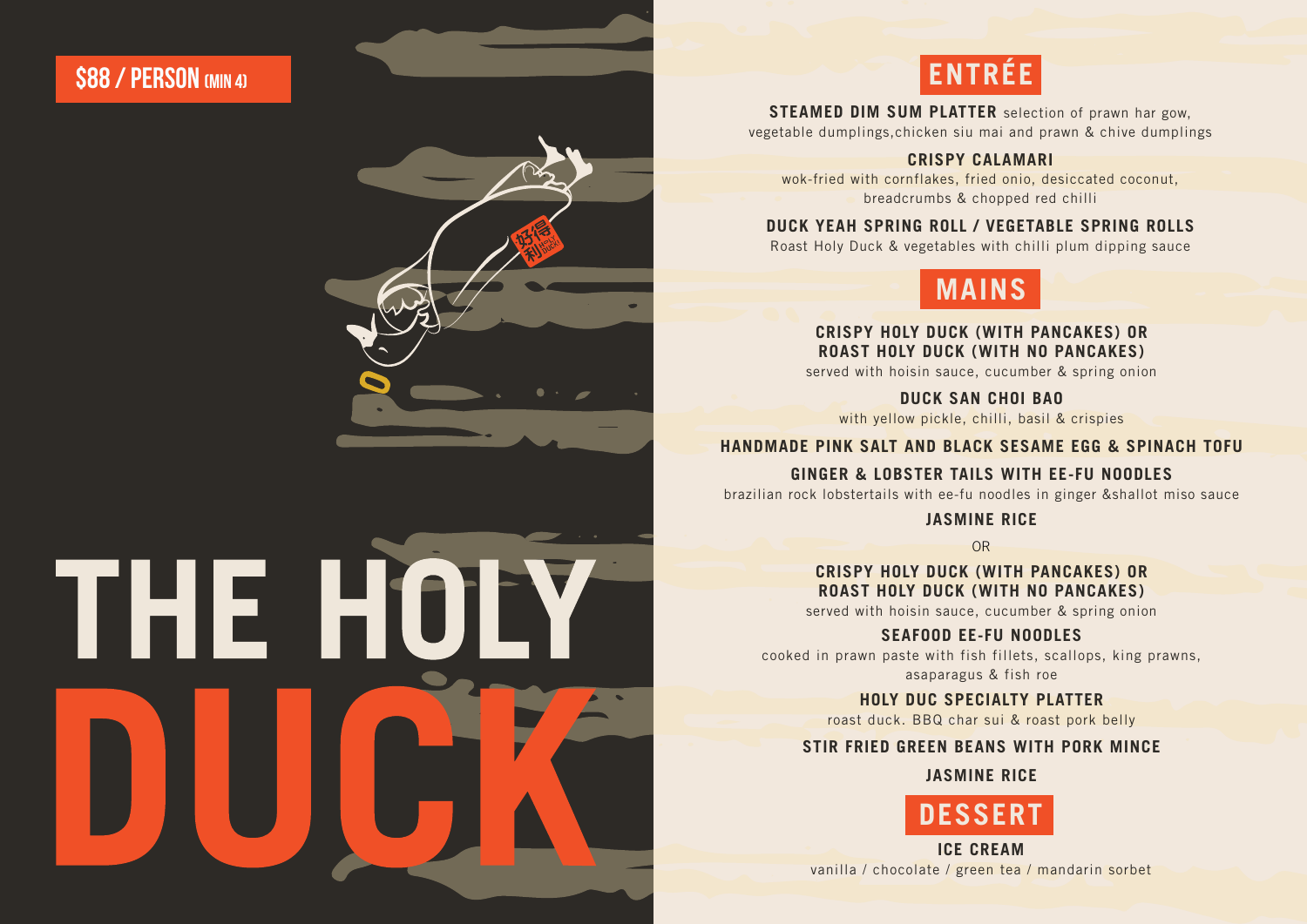**$88 / PERSON (MIN 4)**

# THE HOLY DUCK

## ENTRÉE

**STEAMED DIM SUM PLATTER** selection of prawn har gow, vegetable dumplings,chicken siu mai and prawn & chive dumplings

**CRISPY CALAMARI**
wok-fried with cornflakes, fried onio, desiccated coconut, breadcrumbs & chopped red chilli

**DUCK YEAH SPRING ROLL / VEGETABLE SPRING ROLLS**
Roast Holy Duck & vegetables with chilli plum dipping sauce

## MAINS

**CRISPY HOLY DUCK (WITH PANCAKES) OR ROAST HOLY DUCK (WITH NO PANCAKES)**
served with hoisin sauce, cucumber & spring onion

**DUCK SAN CHOI BAO**
with yellow pickle, chilli, basil & crispies

**HANDMADE PINK SALT AND BLACK SESAME EGG & SPINACH TOFU**

**GINGER & LOBSTER TAILS WITH EE-FU NOODLES**
brazilian rock lobstertails with ee-fu noodles in ginger &shallot miso sauce

**JASMINE RICE**

OR

**CRISPY HOLY DUCK (WITH PANCAKES) OR ROAST HOLY DUCK (WITH NO PANCAKES)**
served with hoisin sauce, cucumber & spring onion

**SEAFOOD EE-FU NOODLES**
cooked in prawn paste with fish fillets, scallops, king prawns, asaparagus & fish roe

**HOLY DUC SPECIALTY PLATTER**
roast duck. BBQ char sui & roast pork belly

**STIR FRIED GREEN BEANS WITH PORK MINCE**

**JASMINE RICE**

## DESSERT

**ICE CREAM**
vanilla / chocolate / green tea / mandarin sorbet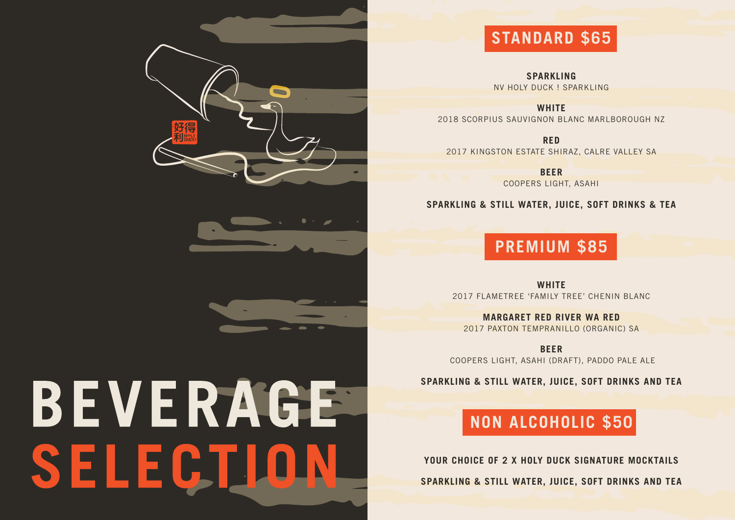# BEVERAGE SELECTION

## STANDARD $65

**SPARKLING**
NV HOLY DUCK ! SPARKLING

**WHITE**
2018 SCORPIUS SAUVIGNON BLANC MARLBOROUGH NZ

**RED**
2017 KINGSTON ESTATE SHIRAZ, CALRE VALLEY SA

**BEER**
COOPERS LIGHT, ASAHI

**SPARKLING & STILL WATER, JUICE, SOFT DRINKS & TEA**

## PREMIUM $85

**WHITE**
2017 FLAMETREE 'FAMILY TREE' CHENIN BLANC

**MARGARET RED RIVER WA RED**
2017 PAXTON TEMPRANILLO (ORGANIC) SA

**BEER**
COOPERS LIGHT, ASAHI (DRAFT), PADDO PALE ALE

**SPARKLING & STILL WATER, JUICE, SOFT DRINKS AND TEA**

## NON ALCOHOLIC $50

**YOUR CHOICE OF 2 X HOLY DUCK SIGNATURE MOCKTAILS**

**SPARKLING & STILL WATER, JUICE, SOFT DRINKS AND TEA**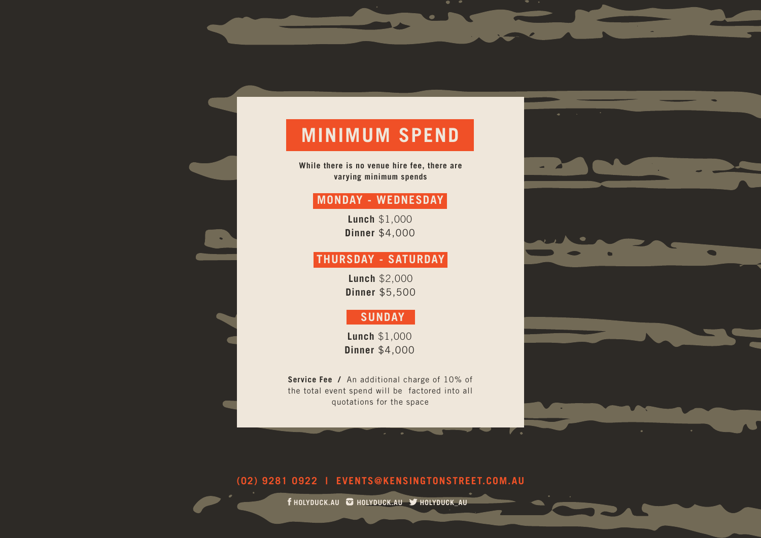# MINIMUM SPEND

**While there is no venue hire fee, there are varying minimum spends**

## MONDAY - WEDNESDAY

**Lunch** $1,000
**Dinner** $4,000

## THURSDAY - SATURDAY

**Lunch** $2,000
**Dinner** $5,500

## SUNDAY

**Lunch** $1,000
**Dinner** $4,000

**Service Fee /** An additional charge of 10% of the total event spend will be factored into all quotations for the space

**(02) 9281 0922 I EVENTS@KENSINGTONSTREET.COM.AU**

**HOLYDUCK.AU HOLYDUCK.AU HOLYDUCK_AU**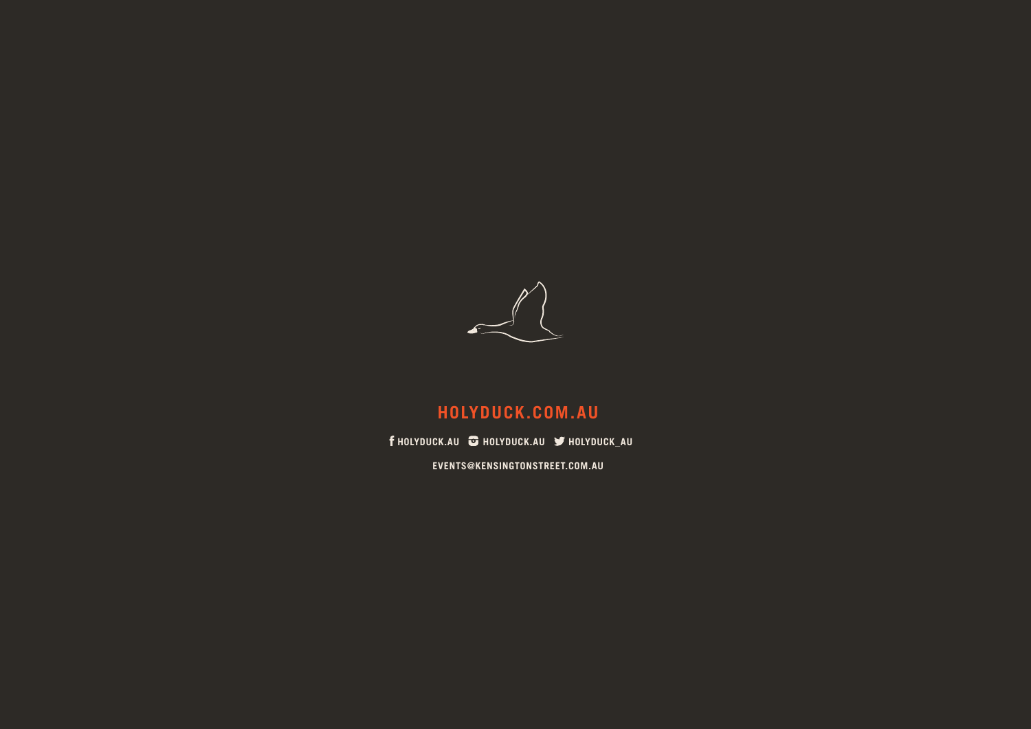**HOLYDUCK.COM.AU**

HOLYDUCK.AU HOLYDUCK.AU HOLYDUCK_AU

EVENTS@KENSINGTONSTREET.COM.AU